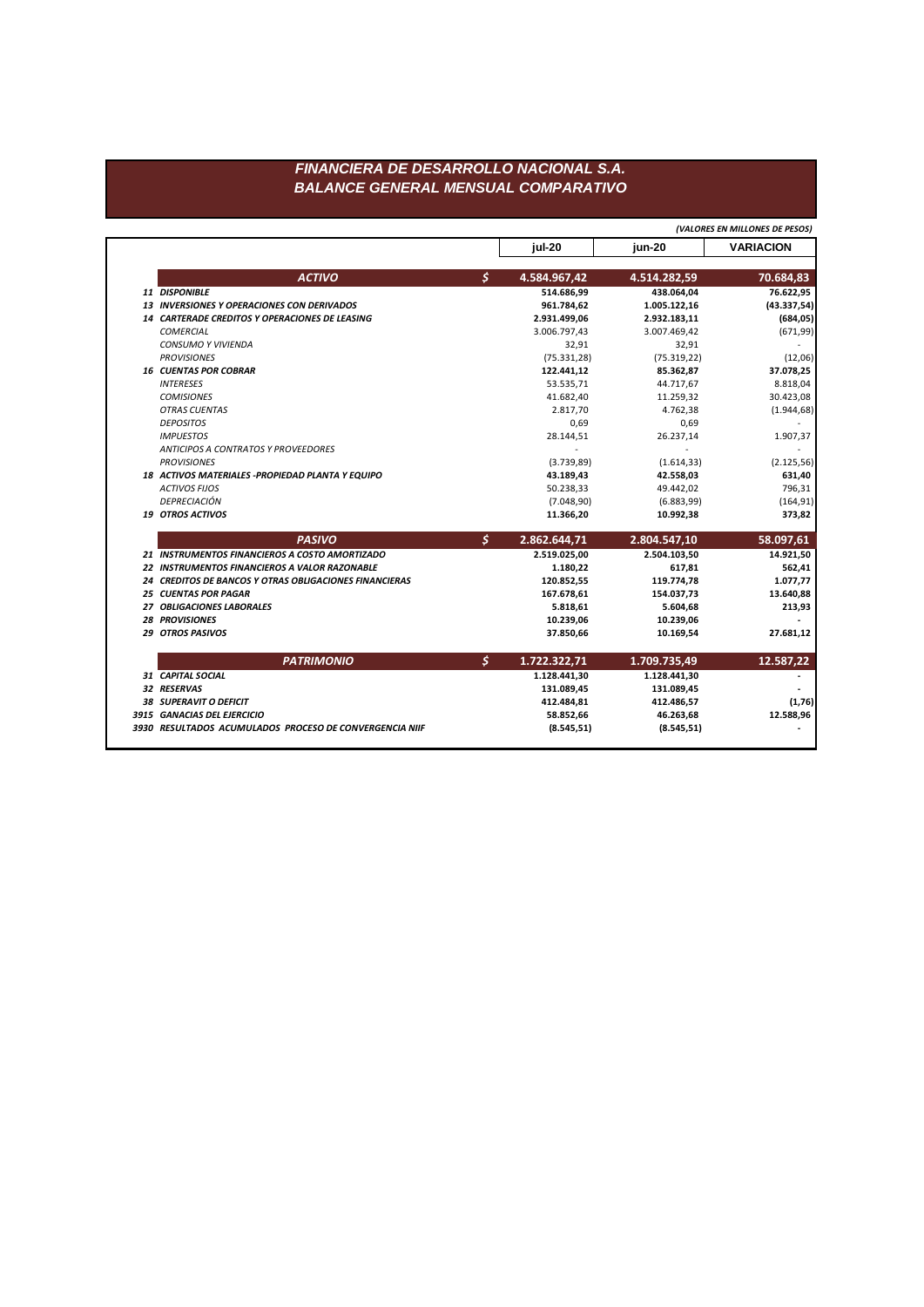# FINANCIERA DE DESARROLLO NACIONAL S.A.
## BALANCE GENERAL MENSUAL COMPARATIVO

*(VALORES EN MILLONES DE PESOS)*

| | | jul-20 | jun-20 | VARIACION |
|---|---|---|---|---|
| ***ACTIVO*** | **$** | **4.584.967,42** | **4.514.282,59** | **70.684,83** |
| ***11 DISPONIBLE*** | | **514.686,99** | **438.064,04** | **76.622,95** |
| ***13 INVERSIONES Y OPERACIONES CON DERIVADOS*** | | **961.784,62** | **1.005.122,16** | **(43.337,54)** |
| ***14 CARTERADE CREDITOS Y OPERACIONES DE LEASING*** | | **2.931.499,06** | **2.932.183,11** | **(684,05)** |
| *COMERCIAL* | | 3.006.797,43 | 3.007.469,42 | (671,99) |
| *CONSUMO Y VIVIENDA* | | 32,91 | 32,91 | - |
| *PROVISIONES* | | (75.331,28) | (75.319,22) | (12,06) |
| ***16 CUENTAS POR COBRAR*** | | **122.441,12** | **85.362,87** | **37.078,25** |
| *INTERESES* | | 53.535,71 | 44.717,67 | 8.818,04 |
| *COMISIONES* | | 41.682,40 | 11.259,32 | 30.423,08 |
| *OTRAS CUENTAS* | | 2.817,70 | 4.762,38 | (1.944,68) |
| *DEPOSITOS* | | 0,69 | 0,69 | - |
| *IMPUESTOS* | | 28.144,51 | 26.237,14 | 1.907,37 |
| *ANTICIPOS A CONTRATOS Y PROVEEDORES* | | - | - | - |
| *PROVISIONES* | | (3.739,89) | (1.614,33) | (2.125,56) |
| ***18 ACTIVOS MATERIALES -PROPIEDAD PLANTA Y EQUIPO*** | | **43.189,43** | **42.558,03** | **631,40** |
| *ACTIVOS FIJOS* | | 50.238,33 | 49.442,02 | 796,31 |
| *DEPRECIACIÓN* | | (7.048,90) | (6.883,99) | (164,91) |
| ***19 OTROS ACTIVOS*** | | **11.366,20** | **10.992,38** | **373,82** |
| ***PASIVO*** | **$** | **2.862.644,71** | **2.804.547,10** | **58.097,61** |
| ***21 INSTRUMENTOS FINANCIEROS A COSTO AMORTIZADO*** | | **2.519.025,00** | **2.504.103,50** | **14.921,50** |
| ***22 INSTRUMENTOS FINANCIEROS A VALOR RAZONABLE*** | | **1.180,22** | **617,81** | **562,41** |
| ***24 CREDITOS DE BANCOS Y OTRAS OBLIGACIONES FINANCIERAS*** | | **120.852,55** | **119.774,78** | **1.077,77** |
| ***25 CUENTAS POR PAGAR*** | | **167.678,61** | **154.037,73** | **13.640,88** |
| ***27 OBLIGACIONES LABORALES*** | | **5.818,61** | **5.604,68** | **213,93** |
| ***28 PROVISIONES*** | | **10.239,06** | **10.239,06** | **-** |
| ***29 OTROS PASIVOS*** | | **37.850,66** | **10.169,54** | **27.681,12** |
| ***PATRIMONIO*** | **$** | **1.722.322,71** | **1.709.735,49** | **12.587,22** |
| ***31 CAPITAL SOCIAL*** | | **1.128.441,30** | **1.128.441,30** | **-** |
| ***32 RESERVAS*** | | **131.089,45** | **131.089,45** | **-** |
| ***38 SUPERAVIT O DEFICIT*** | | **412.484,81** | **412.486,57** | **(1,76)** |
| ***3915 GANACIAS DEL EJERCICIO*** | | **58.852,66** | **46.263,68** | **12.588,96** |
| ***3930 RESULTADOS ACUMULADOS PROCESO DE CONVERGENCIA NIIF*** | | **(8.545,51)** | **(8.545,51)** | **-** |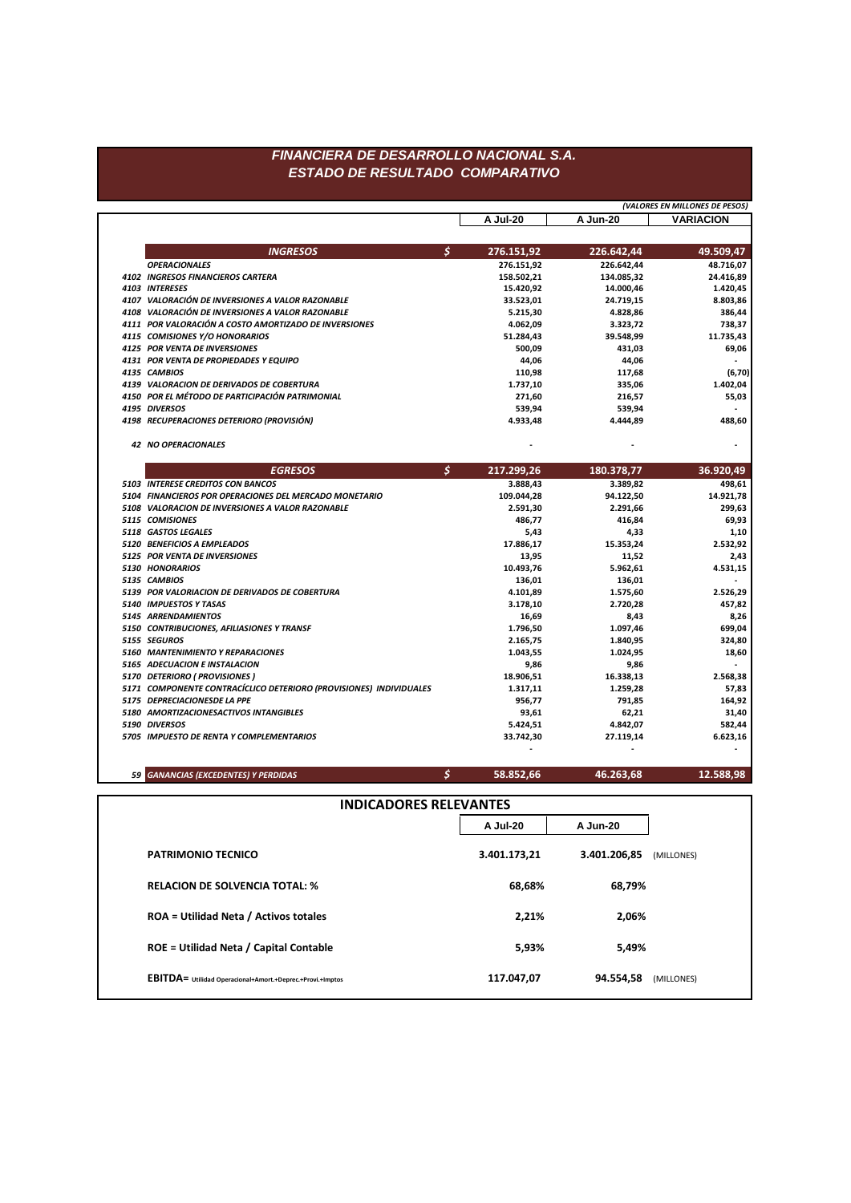# FINANCIERA DE DESARROLLO NACIONAL S.A.
## ESTADO DE RESULTADO COMPARATIVO

*(VALORES EN MILLONES DE PESOS)*

| | | A Jul-20 | A Jun-20 | VARIACION |
|---|---|---|---|---|
| **INGRESOS** | $ | **276.151,92** | **226.642,44** | **49.509,47** |
| **OPERACIONALES** | | 276.151,92 | 226.642,44 | 48.716,07 |
| 4102 INGRESOS FINANCIEROS CARTERA | | 158.502,21 | 134.085,32 | 24.416,89 |
| 4103 INTERESES | | 15.420,92 | 14.000,46 | 1.420,45 |
| 4107 VALORACIÓN DE INVERSIONES A VALOR RAZONABLE | | 33.523,01 | 24.719,15 | 8.803,86 |
| 4108 VALORACIÓN DE INVERSIONES A VALOR RAZONABLE | | 5.215,30 | 4.828,86 | 386,44 |
| 4111 POR VALORACIÓN A COSTO AMORTIZADO DE INVERSIONES | | 4.062,09 | 3.323,72 | 738,37 |
| 4115 COMISIONES Y/O HONORARIOS | | 51.284,43 | 39.548,99 | 11.735,43 |
| 4125 POR VENTA DE INVERSIONES | | 500,09 | 431,03 | 69,06 |
| 4131 POR VENTA DE PROPIEDADES Y EQUIPO | | 44,06 | 44,06 | - |
| 4135 CAMBIOS | | 110,98 | 117,68 | (6,70) |
| 4139 VALORACION DE DERIVADOS DE COBERTURA | | 1.737,10 | 335,06 | 1.402,04 |
| 4150 POR EL MÉTODO DE PARTICIPACIÓN PATRIMONIAL | | 271,60 | 216,57 | 55,03 |
| 4195 DIVERSOS | | 539,94 | 539,94 | - |
| 4198 RECUPERACIONES DETERIORO (PROVISIÓN) | | 4.933,48 | 4.444,89 | 488,60 |
| 42 NO OPERACIONALES | | - | - | - |
| **EGRESOS** | $ | **217.299,26** | **180.378,77** | **36.920,49** |
| 5103 INTERESE CREDITOS CON BANCOS | | 3.888,43 | 3.389,82 | 498,61 |
| 5104 FINANCIEROS POR OPERACIONES DEL MERCADO MONETARIO | | 109.044,28 | 94.122,50 | 14.921,78 |
| 5108 VALORACION DE INVERSIONES A VALOR RAZONABLE | | 2.591,30 | 2.291,66 | 299,63 |
| 5115 COMISIONES | | 486,77 | 416,84 | 69,93 |
| 5118 GASTOS LEGALES | | 5,43 | 4,33 | 1,10 |
| 5120 BENEFICIOS A EMPLEADOS | | 17.886,17 | 15.353,24 | 2.532,92 |
| 5125 POR VENTA DE INVERSIONES | | 13,95 | 11,52 | 2,43 |
| 5130 HONORARIOS | | 10.493,76 | 5.962,61 | 4.531,15 |
| 5135 CAMBIOS | | 136,01 | 136,01 | - |
| 5139 POR VALORIACION DE DERIVADOS DE COBERTURA | | 4.101,89 | 1.575,60 | 2.526,29 |
| 5140 IMPUESTOS Y TASAS | | 3.178,10 | 2.720,28 | 457,82 |
| 5145 ARRENDAMIENTOS | | 16,69 | 8,43 | 8,26 |
| 5150 CONTRIBUCIONES, AFILIASIONES Y TRANSF | | 1.796,50 | 1.097,46 | 699,04 |
| 5155 SEGUROS | | 2.165,75 | 1.840,95 | 324,80 |
| 5160 MANTENIMIENTO Y REPARACIONES | | 1.043,55 | 1.024,95 | 18,60 |
| 5165 ADECUACION E INSTALACION | | 9,86 | 9,86 | - |
| 5170 DETERIORO ( PROVISIONES ) | | 18.906,51 | 16.338,13 | 2.568,38 |
| 5171 COMPONENTE CONTRACÍCLICO DETERIORO (PROVISIONES) INDIVIDUALES | | 1.317,11 | 1.259,28 | 57,83 |
| 5175 DEPRECIACIONESDE LA PPE | | 956,77 | 791,85 | 164,92 |
| 5180 AMORTIZACIONESACTIVOS INTANGIBLES | | 93,61 | 62,21 | 31,40 |
| 5190 DIVERSOS | | 5.424,51 | 4.842,07 | 582,44 |
| 5705 IMPUESTO DE RENTA Y COMPLEMENTARIOS | | 33.742,30 | 27.119,14 | 6.623,16 |
| | | - | - | - |
| **59 GANANCIAS (EXCEDENTES) Y PERDIDAS** | $ | **58.852,66** | **46.263,68** | **12.588,98** |

## INDICADORES RELEVANTES

| | A Jul-20 | A Jun-20 | |
|---|---|---|---|
| **PATRIMONIO TECNICO** | **3.401.173,21** | **3.401.206,85** | (MILLONES) |
| **RELACION DE SOLVENCIA TOTAL: %** | **68,68%** | **68,79%** | |
| **ROA = Utilidad Neta / Activos totales** | **2,21%** | **2,06%** | |
| **ROE = Utilidad Neta / Capital Contable** | **5,93%** | **5,49%** | |
| **EBITDA=** Utilidad Operacional+Amort.+Deprec.+Provi.+Imptos | **117.047,07** | **94.554,58** | (MILLONES) |